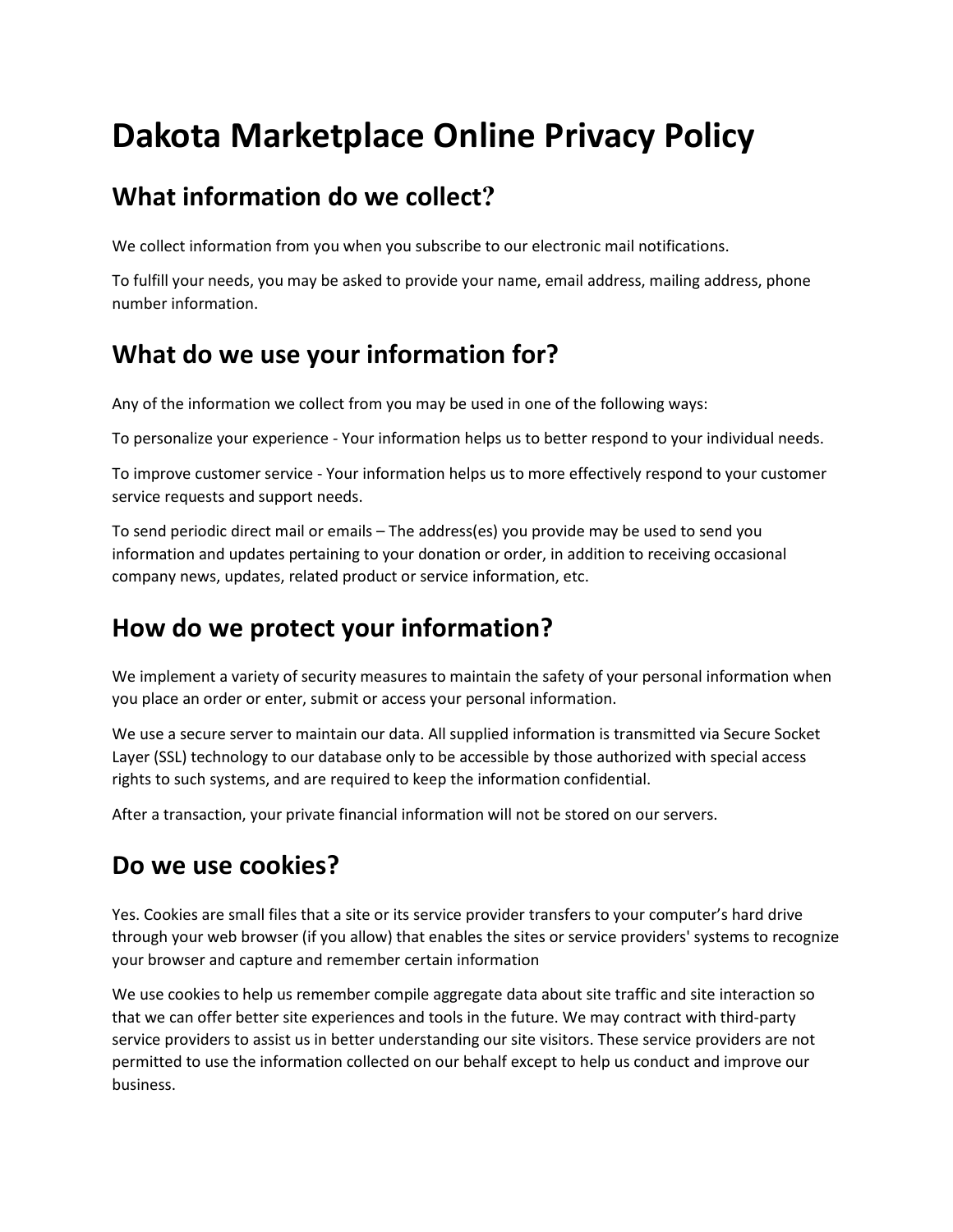# Dakota Marketplace Online Privacy Policy

## What information do we collect?

We collect information from you when you subscribe to our electronic mail notifications.

To fulfill your needs, you may be asked to provide your name, email address, mailing address, phone number information.

## What do we use your information for?

Any of the information we collect from you may be used in one of the following ways:

To personalize your experience - Your information helps us to better respond to your individual needs.

To improve customer service - Your information helps us to more effectively respond to your customer service requests and support needs.

To send periodic direct mail or emails – The address(es) you provide may be used to send you information and updates pertaining to your donation or order, in addition to receiving occasional company news, updates, related product or service information, etc.

## How do we protect your information?

We implement a variety of security measures to maintain the safety of your personal information when you place an order or enter, submit or access your personal information.

We use a secure server to maintain our data. All supplied information is transmitted via Secure Socket Layer (SSL) technology to our database only to be accessible by those authorized with special access rights to such systems, and are required to keep the information confidential.

After a transaction, your private financial information will not be stored on our servers.

## Do we use cookies?

Yes. Cookies are small files that a site or its service provider transfers to your computer's hard drive through your web browser (if you allow) that enables the sites or service providers' systems to recognize your browser and capture and remember certain information

We use cookies to help us remember compile aggregate data about site traffic and site interaction so that we can offer better site experiences and tools in the future. We may contract with third-party service providers to assist us in better understanding our site visitors. These service providers are not permitted to use the information collected on our behalf except to help us conduct and improve our business.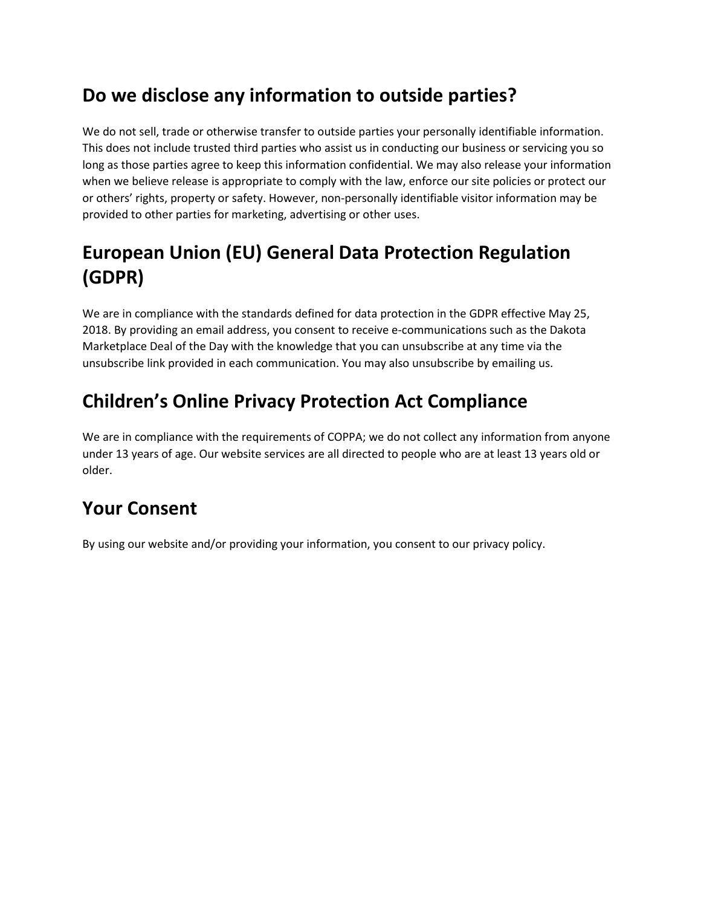## Do we disclose any information to outside parties?

We do not sell, trade or otherwise transfer to outside parties your personally identifiable information. This does not include trusted third parties who assist us in conducting our business or servicing you so long as those parties agree to keep this information confidential. We may also release your information when we believe release is appropriate to comply with the law, enforce our site policies or protect our or others' rights, property or safety. However, non-personally identifiable visitor information may be provided to other parties for marketing, advertising or other uses.

## European Union (EU) General Data Protection Regulation (GDPR)

We are in compliance with the standards defined for data protection in the GDPR effective May 25, 2018. By providing an email address, you consent to receive e-communications such as the Dakota Marketplace Deal of the Day with the knowledge that you can unsubscribe at any time via the unsubscribe link provided in each communication. You may also unsubscribe by emailing us.

## Children's Online Privacy Protection Act Compliance

We are in compliance with the requirements of COPPA; we do not collect any information from anyone under 13 years of age. Our website services are all directed to people who are at least 13 years old or older.

## Your Consent

By using our website and/or providing your information, you consent to our privacy policy.